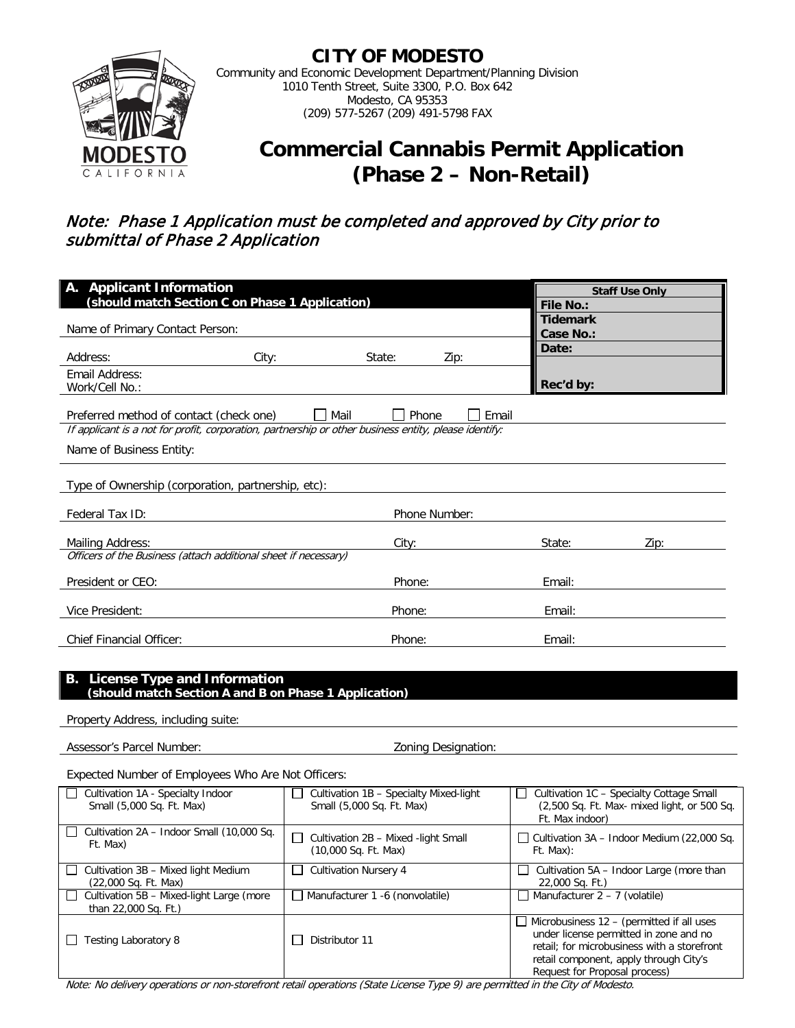# CITY OF MODESTO

Community and Economic Development Department/Planning Division
1010 Tenth Street, Suite 3300, P.O. Box 642
Modesto, CA 95353
(209) 577-5267 (209) 491-5798 FAX

MODESTO
CALIFORNIA

# Commercial Cannabis Permit Application (Phase 2 – Non-Retail)

*Note: Phase 1 Application must be completed and approved by City prior to submittal of Phase 2 Application*

## A. Applicant Information (should match Section C on Phase 1 Application)

| Staff Use Only |
|---|
| File No.: |
| Tidemark Case No.: |
| Date: |
| Rec'd by: |

Name of Primary Contact Person:

Address: City: State: Zip:

Email Address:
Work/Cell No.:

Preferred method of contact (check one) ☐ Mail ☐ Phone ☐ Email

*If applicant is a not for profit, corporation, partnership or other business entity, please identify:*

Name of Business Entity:

Type of Ownership (corporation, partnership, etc):

Federal Tax ID: Phone Number:

Mailing Address: City: State: Zip:

*Officers of the Business (attach additional sheet if necessary)*

President or CEO: Phone: Email:

Vice President: Phone: Email:

Chief Financial Officer: Phone: Email:

## B. License Type and Information (should match Section A and B on Phase 1 Application)

Property Address, including suite:

Assessor's Parcel Number: Zoning Designation:

Expected Number of Employees Who Are Not Officers:

| | | |
|---|---|---|
| ☐ Cultivation 1A - Specialty Indoor Small (5,000 Sq. Ft. Max) | ☐ Cultivation 1B – Specialty Mixed-light Small (5,000 Sq. Ft. Max) | ☐ Cultivation 1C – Specialty Cottage Small (2,500 Sq. Ft. Max- mixed light, or 500 Sq. Ft. Max indoor) |
| ☐ Cultivation 2A – Indoor Small (10,000 Sq. Ft. Max) | ☐ Cultivation 2B – Mixed -light Small (10,000 Sq. Ft. Max) | ☐ Cultivation 3A – Indoor Medium (22,000 Sq. Ft. Max): |
| ☐ Cultivation 3B – Mixed light Medium (22,000 Sq. Ft. Max) | ☐ Cultivation Nursery 4 | ☐ Cultivation 5A – Indoor Large (more than 22,000 Sq. Ft.) |
| ☐ Cultivation 5B – Mixed-light Large (more than 22,000 Sq. Ft.) | ☐ Manufacturer 1 -6 (nonvolatile) | ☐ Manufacturer 2 – 7 (volatile) |
| ☐ Testing Laboratory 8 | ☐ Distributor 11 | ☐ Microbusiness 12 – (permitted if all uses under license permitted in zone and no retail; for microbusiness with a storefront retail component, apply through City's Request for Proposal process) |

*Note: No delivery operations or non-storefront retail operations (State License Type 9) are permitted in the City of Modesto.*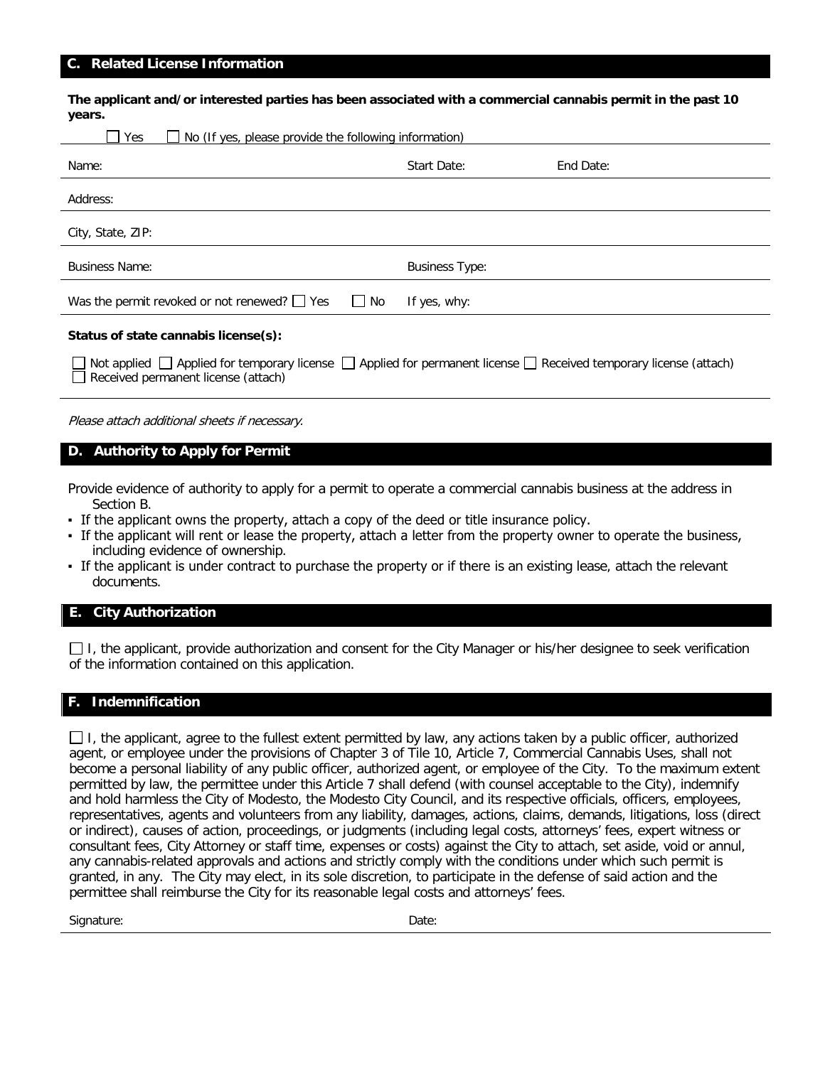## C. Related License Information

**The applicant and/or interested parties has been associated with a commercial cannabis permit in the past 10 years.**

☐ Yes ☐ No (If yes, please provide the following information)

Name: Start Date: End Date:

Address:

City, State, ZIP:

Business Name: Business Type:

Was the permit revoked or not renewed? ☐ Yes ☐ No If yes, why:

**Status of state cannabis license(s):**

☐ Not applied ☐ Applied for temporary license ☐ Applied for permanent license ☐ Received temporary license (attach) ☐ Received permanent license (attach)

*Please attach additional sheets if necessary.*

## D. Authority to Apply for Permit

Provide evidence of authority to apply for a permit to operate a commercial cannabis business at the address in Section B.

- If the applicant owns the property, attach a copy of the deed or title insurance policy.
- If the applicant will rent or lease the property, attach a letter from the property owner to operate the business, including evidence of ownership.
- If the applicant is under contract to purchase the property or if there is an existing lease, attach the relevant documents.

## E. City Authorization

☐ I, the applicant, provide authorization and consent for the City Manager or his/her designee to seek verification of the information contained on this application.

## F. Indemnification

☐ I, the applicant, agree to the fullest extent permitted by law, any actions taken by a public officer, authorized agent, or employee under the provisions of Chapter 3 of Tile 10, Article 7, Commercial Cannabis Uses, shall not become a personal liability of any public officer, authorized agent, or employee of the City. To the maximum extent permitted by law, the permittee under this Article 7 shall defend (with counsel acceptable to the City), indemnify and hold harmless the City of Modesto, the Modesto City Council, and its respective officials, officers, employees, representatives, agents and volunteers from any liability, damages, actions, claims, demands, litigations, loss (direct or indirect), causes of action, proceedings, or judgments (including legal costs, attorneys' fees, expert witness or consultant fees, City Attorney or staff time, expenses or costs) against the City to attach, set aside, void or annul, any cannabis-related approvals and actions and strictly comply with the conditions under which such permit is granted, in any. The City may elect, in its sole discretion, to participate in the defense of said action and the permittee shall reimburse the City for its reasonable legal costs and attorneys' fees.

Signature: Date: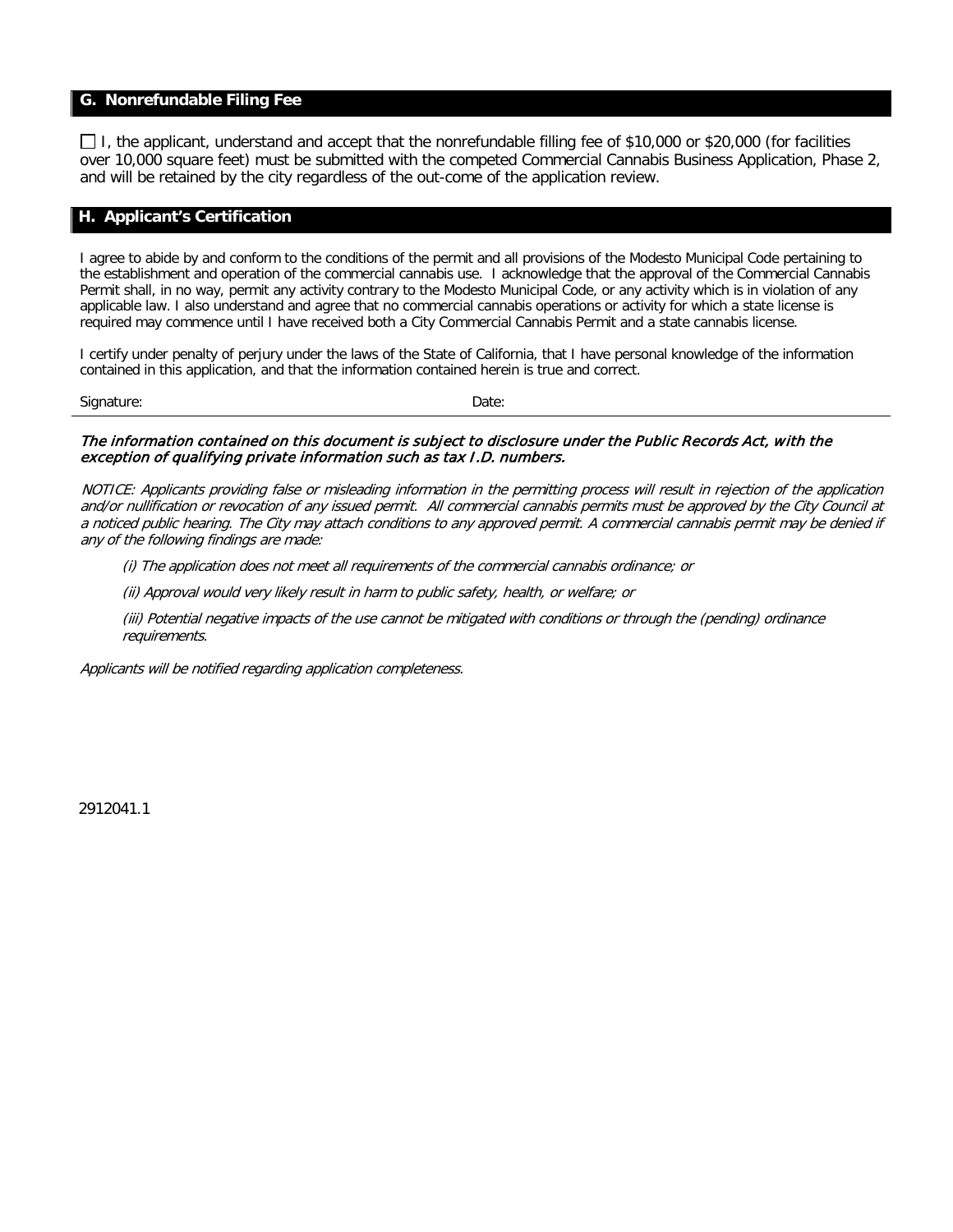## G. Nonrefundable Filing Fee

☐ I, the applicant, understand and accept that the nonrefundable filling fee of $10,000 or $20,000 (for facilities over 10,000 square feet) must be submitted with the competed Commercial Cannabis Business Application, Phase 2, and will be retained by the city regardless of the out-come of the application review.

## H. Applicant's Certification

I agree to abide by and conform to the conditions of the permit and all provisions of the Modesto Municipal Code pertaining to the establishment and operation of the commercial cannabis use. I acknowledge that the approval of the Commercial Cannabis Permit shall, in no way, permit any activity contrary to the Modesto Municipal Code, or any activity which is in violation of any applicable law. I also understand and agree that no commercial cannabis operations or activity for which a state license is required may commence until I have received both a City Commercial Cannabis Permit and a state cannabis license.

I certify under penalty of perjury under the laws of the State of California, that I have personal knowledge of the information contained in this application, and that the information contained herein is true and correct.

Signature: Date:

***The information contained on this document is subject to disclosure under the Public Records Act, with the exception of qualifying private information such as tax I.D. numbers.***

*NOTICE: Applicants providing false or misleading information in the permitting process will result in rejection of the application and/or nullification or revocation of any issued permit. All commercial cannabis permits must be approved by the City Council at a noticed public hearing. The City may attach conditions to any approved permit. A commercial cannabis permit may be denied if any of the following findings are made:*

*(i) The application does not meet all requirements of the commercial cannabis ordinance; or*

*(ii) Approval would very likely result in harm to public safety, health, or welfare; or*

*(iii) Potential negative impacts of the use cannot be mitigated with conditions or through the (pending) ordinance requirements.*

*Applicants will be notified regarding application completeness.*

2912041.1